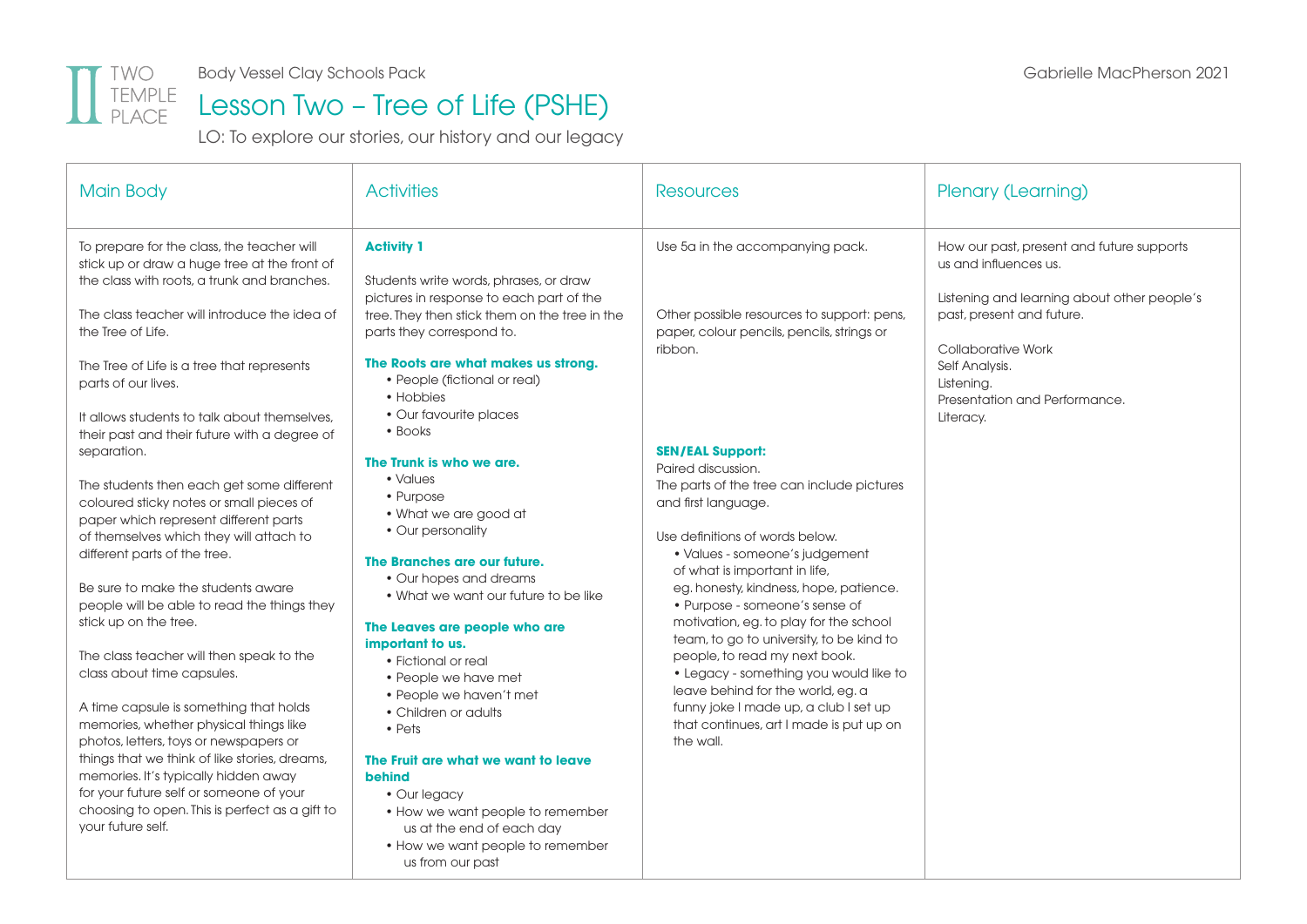Body Vessel Clay Schools Pack

Gabrielle MacPherson 2021

# Lesson Two – Tree of Life (PSHE)

LO: To explore our stories, our history and our legacy

## Main Body

To prepare for the class, the teacher will stick up or draw a huge tree at the front of the class with roots, a trunk and branches.

The class teacher will introduce the idea of the Tree of Life.

The Tree of Life is a tree that represents parts of our lives.

It allows students to talk about themselves, their past and their future with a degree of separation.

The students then each get some different coloured sticky notes or small pieces of paper which represent different parts of themselves which they will attach to different parts of the tree.

Be sure to make the students aware people will be able to read the things they stick up on the tree.

The class teacher will then speak to the class about time capsules.

A time capsule is something that holds memories, whether physical things like photos, letters, toys or newspapers or things that we think of like stories, dreams, memories. It's typically hidden away for your future self or someone of your choosing to open. This is perfect as a gift to your future self.

## Activities

**Activity 1**

Students write words, phrases, or draw pictures in response to each part of the tree. They then stick them on the tree in the parts they correspond to.

**The Roots are what makes us strong.**
- People (fictional or real)
- Hobbies
- Our favourite places
- Books

**The Trunk is who we are.**
- Values
- Purpose
- What we are good at
- Our personality

**The Branches are our future.**
- Our hopes and dreams
- What we want our future to be like

**The Leaves are people who are important to us.**
- Fictional or real
- People we have met
- People we haven't met
- Children or adults
- Pets

**The Fruit are what we want to leave behind**
- Our legacy
- How we want people to remember us at the end of each day
- How we want people to remember us from our past

## Resources

Use 5a in the accompanying pack.

Other possible resources to support: pens, paper, colour pencils, pencils, strings or ribbon.

**SEN/EAL Support:**
Paired discussion.
The parts of the tree can include pictures and first language.

Use definitions of words below.
- Values - someone's judgement of what is important in life, eg. honesty, kindness, hope, patience.
- Purpose - someone's sense of motivation, eg. to play for the school team, to go to university, to be kind to people, to read my next book.
- Legacy - something you would like to leave behind for the world, eg. a funny joke I made up, a club I set up that continues, art I made is put up on the wall.

## Plenary (Learning)

How our past, present and future supports us and influences us.

Listening and learning about other people's past, present and future.

Collaborative Work
Self Analysis.
Listening.
Presentation and Performance.
Literacy.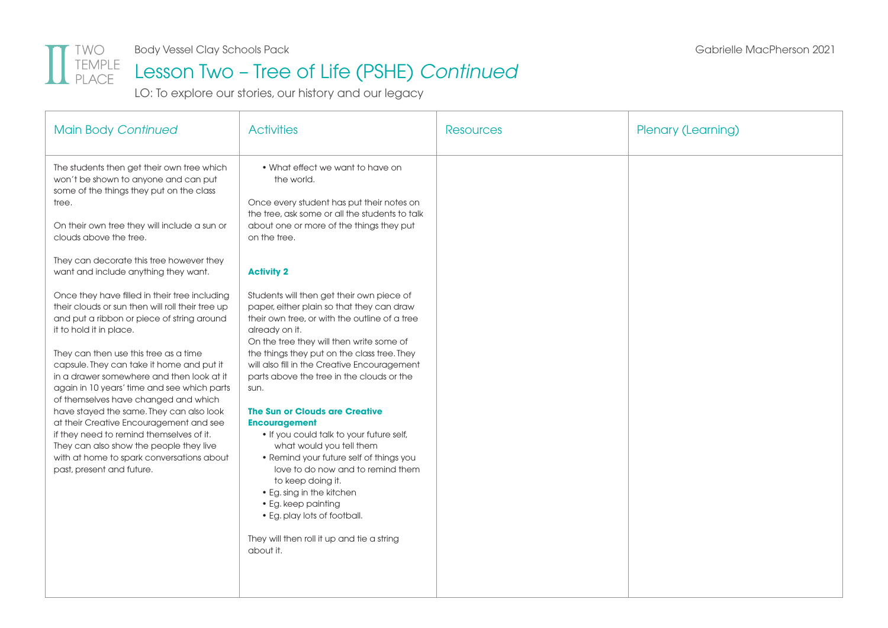Body Vessel Clay Schools Pack

# Lesson Two – Tree of Life (PSHE) *Continued*

LO: To explore our stories, our history and our legacy

| Main Body *Continued* | Activities | Resources | Plenary (Learning) |
|---|---|---|---|
| The students then get their own tree which won't be shown to anyone and can put some of the things they put on the class tree.<br><br>On their own tree they will include a sun or clouds above the tree.<br><br>They can decorate this tree however they want and include anything they want.<br><br>Once they have filled in their tree including their clouds or sun then will roll their tree up and put a ribbon or piece of string around it to hold it in place.<br><br>They can then use this tree as a time capsule. They can take it home and put it in a drawer somewhere and then look at it again in 10 years' time and see which parts of themselves have changed and which have stayed the same. They can also look at their Creative Encouragement and see if they need to remind themselves of it. They can also show the people they live with at home to spark conversations about past, present and future. | • What effect we want to have on the world.<br><br>Once every student has put their notes on the tree, ask some or all the students to talk about one or more of the things they put on the tree.<br><br>**Activity 2**<br><br>Students will then get their own piece of paper, either plain so that they can draw their own tree, or with the outline of a tree already on it.<br>On the tree they will then write some of the things they put on the class tree. They will also fill in the Creative Encouragement parts above the tree in the clouds or the sun.<br><br>**The Sun or Clouds are Creative Encouragement**<br>• If you could talk to your future self, what would you tell them<br>• Remind your future self of things you love to do now and to remind them to keep doing it.<br>• Eg. sing in the kitchen<br>• Eg. keep painting<br>• Eg. play lots of football.<br><br>They will then roll it up and tie a string about it. | | |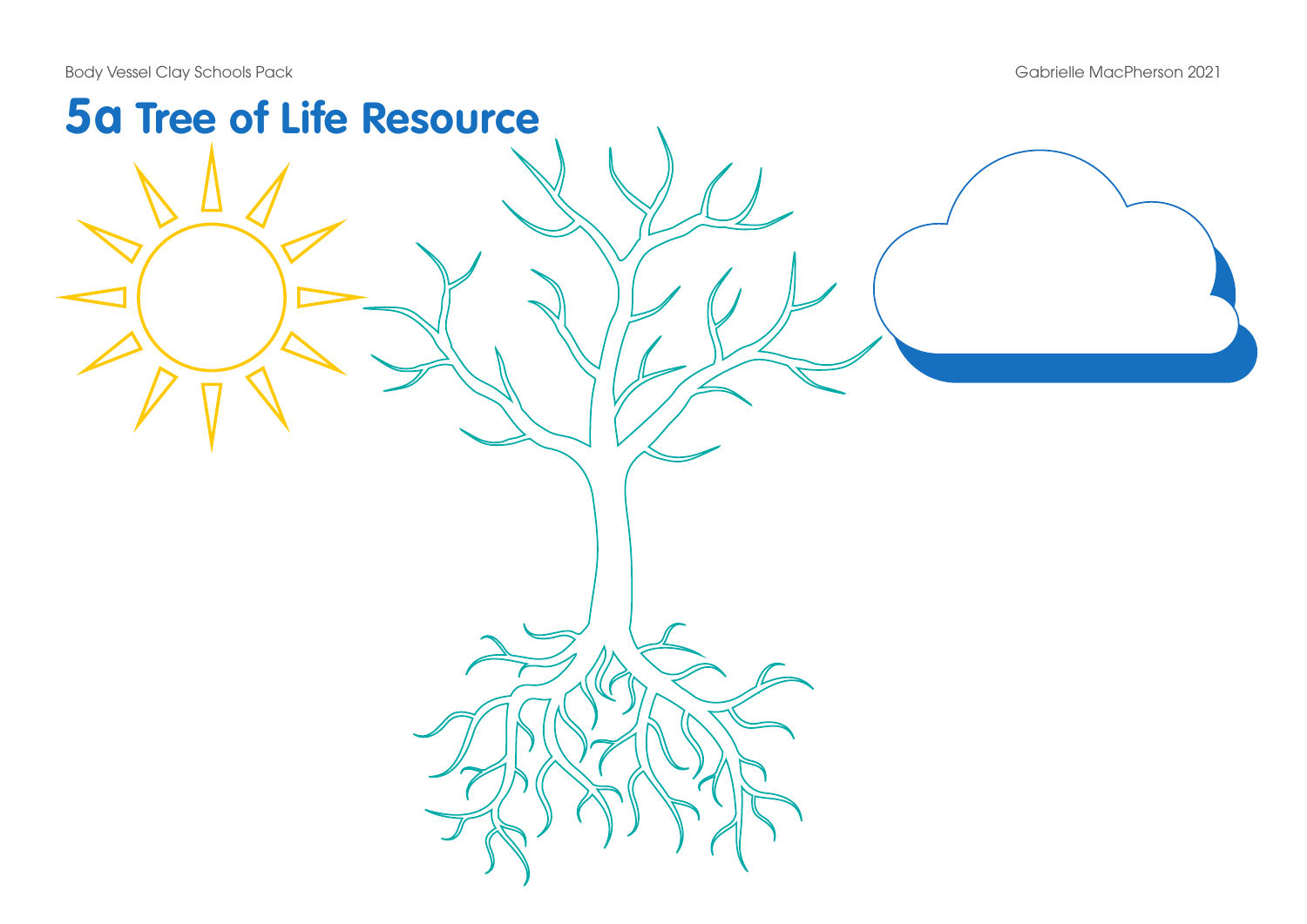# 5a Tree of Life Resource